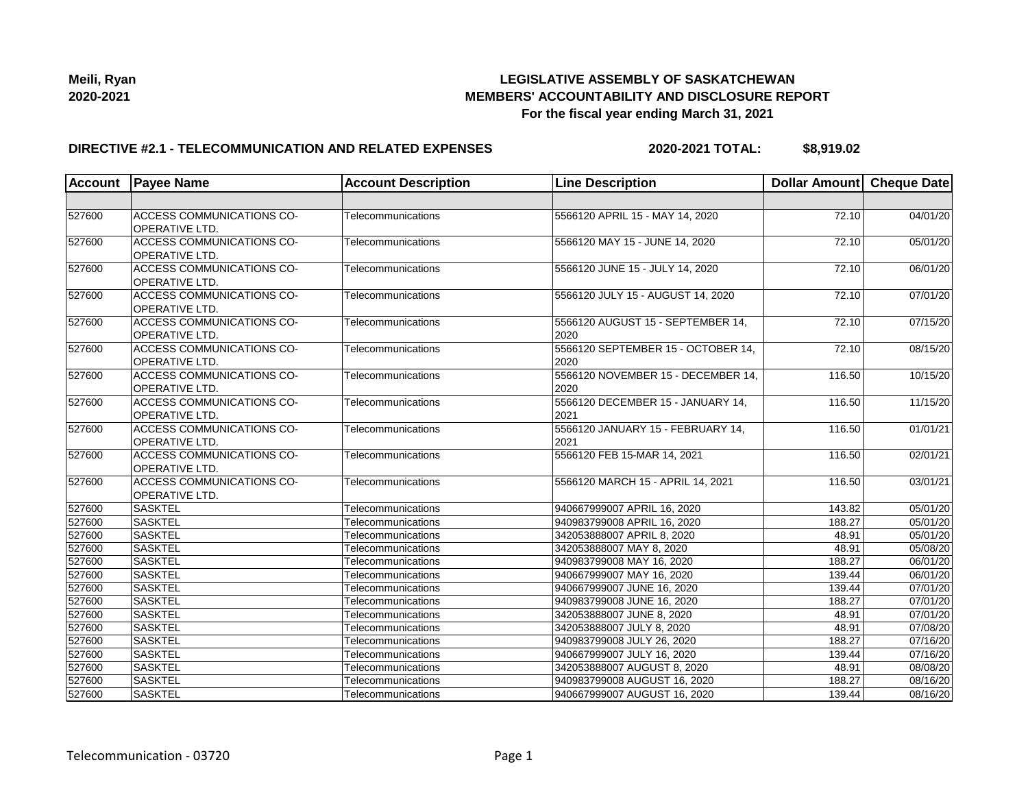**Meili, Ryan**
**2020-2021**

# LEGISLATIVE ASSEMBLY OF SASKATCHEWAN
## MEMBERS' ACCOUNTABILITY AND DISCLOSURE REPORT
### For the fiscal year ending March 31, 2021

**DIRECTIVE #2.1 - TELECOMMUNICATION AND RELATED EXPENSES** **2020-2021 TOTAL: $8,919.02**

| Account | Payee Name | Account Description | Line Description | Dollar Amount | Cheque Date |
|---|---|---|---|---|---|
| | | | | | |
| 527600 | ACCESS COMMUNICATIONS CO-OPERATIVE LTD. | Telecommunications | 5566120 APRIL 15 - MAY 14, 2020 | 72.10 | 04/01/20 |
| 527600 | ACCESS COMMUNICATIONS CO-OPERATIVE LTD. | Telecommunications | 5566120 MAY 15 - JUNE 14, 2020 | 72.10 | 05/01/20 |
| 527600 | ACCESS COMMUNICATIONS CO-OPERATIVE LTD. | Telecommunications | 5566120 JUNE 15 - JULY 14, 2020 | 72.10 | 06/01/20 |
| 527600 | ACCESS COMMUNICATIONS CO-OPERATIVE LTD. | Telecommunications | 5566120 JULY 15 - AUGUST 14, 2020 | 72.10 | 07/01/20 |
| 527600 | ACCESS COMMUNICATIONS CO-OPERATIVE LTD. | Telecommunications | 5566120 AUGUST 15 - SEPTEMBER 14, 2020 | 72.10 | 07/15/20 |
| 527600 | ACCESS COMMUNICATIONS CO-OPERATIVE LTD. | Telecommunications | 5566120 SEPTEMBER 15 - OCTOBER 14, 2020 | 72.10 | 08/15/20 |
| 527600 | ACCESS COMMUNICATIONS CO-OPERATIVE LTD. | Telecommunications | 5566120 NOVEMBER 15 - DECEMBER 14, 2020 | 116.50 | 10/15/20 |
| 527600 | ACCESS COMMUNICATIONS CO-OPERATIVE LTD. | Telecommunications | 5566120 DECEMBER 15 - JANUARY 14, 2021 | 116.50 | 11/15/20 |
| 527600 | ACCESS COMMUNICATIONS CO-OPERATIVE LTD. | Telecommunications | 5566120 JANUARY 15 - FEBRUARY 14, 2021 | 116.50 | 01/01/21 |
| 527600 | ACCESS COMMUNICATIONS CO-OPERATIVE LTD. | Telecommunications | 5566120 FEB 15-MAR 14, 2021 | 116.50 | 02/01/21 |
| 527600 | ACCESS COMMUNICATIONS CO-OPERATIVE LTD. | Telecommunications | 5566120 MARCH 15 - APRIL 14, 2021 | 116.50 | 03/01/21 |
| 527600 | SASKTEL | Telecommunications | 940667999007 APRIL 16, 2020 | 143.82 | 05/01/20 |
| 527600 | SASKTEL | Telecommunications | 940983799008 APRIL 16, 2020 | 188.27 | 05/01/20 |
| 527600 | SASKTEL | Telecommunications | 342053888007 APRIL 8, 2020 | 48.91 | 05/01/20 |
| 527600 | SASKTEL | Telecommunications | 342053888007 MAY 8, 2020 | 48.91 | 05/08/20 |
| 527600 | SASKTEL | Telecommunications | 940983799008 MAY 16, 2020 | 188.27 | 06/01/20 |
| 527600 | SASKTEL | Telecommunications | 940667999007 MAY 16, 2020 | 139.44 | 06/01/20 |
| 527600 | SASKTEL | Telecommunications | 940667999007 JUNE 16, 2020 | 139.44 | 07/01/20 |
| 527600 | SASKTEL | Telecommunications | 940983799008 JUNE 16, 2020 | 188.27 | 07/01/20 |
| 527600 | SASKTEL | Telecommunications | 342053888007 JUNE 8, 2020 | 48.91 | 07/01/20 |
| 527600 | SASKTEL | Telecommunications | 342053888007 JULY 8, 2020 | 48.91 | 07/08/20 |
| 527600 | SASKTEL | Telecommunications | 940983799008 JULY 26, 2020 | 188.27 | 07/16/20 |
| 527600 | SASKTEL | Telecommunications | 940667999007 JULY 16, 2020 | 139.44 | 07/16/20 |
| 527600 | SASKTEL | Telecommunications | 342053888007 AUGUST 8, 2020 | 48.91 | 08/08/20 |
| 527600 | SASKTEL | Telecommunications | 940983799008 AUGUST 16, 2020 | 188.27 | 08/16/20 |
| 527600 | SASKTEL | Telecommunications | 940667999007 AUGUST 16, 2020 | 139.44 | 08/16/20 |

Telecommunication - 03720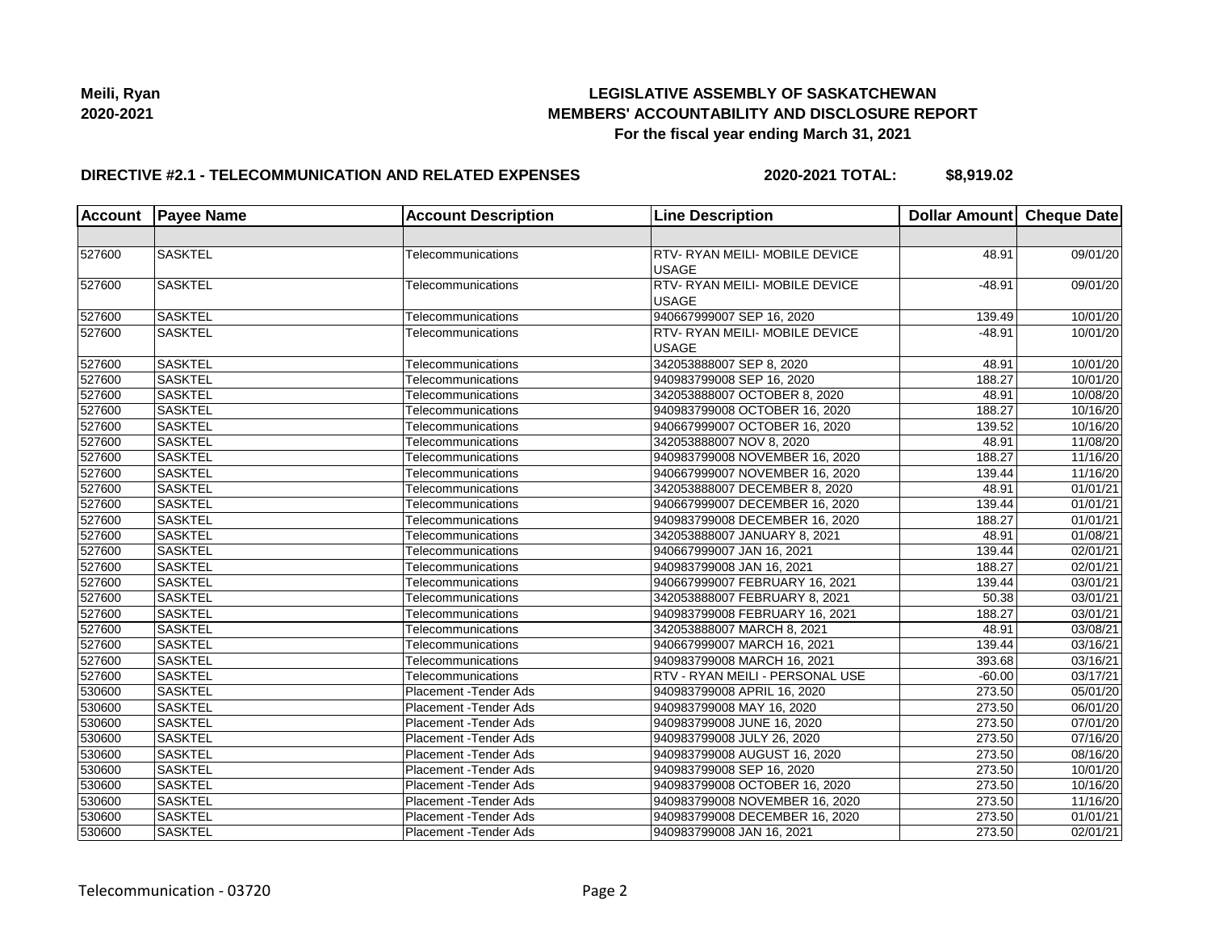**Meili, Ryan**
**2020-2021**

**LEGISLATIVE ASSEMBLY OF SASKATCHEWAN**
**MEMBERS' ACCOUNTABILITY AND DISCLOSURE REPORT**
**For the fiscal year ending March 31, 2021**

**DIRECTIVE #2.1 - TELECOMMUNICATION AND RELATED EXPENSES** **2020-2021 TOTAL: $8,919.02**

| Account | Payee Name | Account Description | Line Description | Dollar Amount | Cheque Date |
|---|---|---|---|---|---|
| | | | | | |
| 527600 | SASKTEL | Telecommunications | RTV- RYAN MEILI- MOBILE DEVICE USAGE | 48.91 | 09/01/20 |
| 527600 | SASKTEL | Telecommunications | RTV- RYAN MEILI- MOBILE DEVICE USAGE | -48.91 | 09/01/20 |
| 527600 | SASKTEL | Telecommunications | 940667999007 SEP 16, 2020 | 139.49 | 10/01/20 |
| 527600 | SASKTEL | Telecommunications | RTV- RYAN MEILI- MOBILE DEVICE USAGE | -48.91 | 10/01/20 |
| 527600 | SASKTEL | Telecommunications | 342053888007 SEP 8, 2020 | 48.91 | 10/01/20 |
| 527600 | SASKTEL | Telecommunications | 940983799008 SEP 16, 2020 | 188.27 | 10/01/20 |
| 527600 | SASKTEL | Telecommunications | 342053888007 OCTOBER 8, 2020 | 48.91 | 10/08/20 |
| 527600 | SASKTEL | Telecommunications | 940983799008 OCTOBER 16, 2020 | 188.27 | 10/16/20 |
| 527600 | SASKTEL | Telecommunications | 940667999007 OCTOBER 16, 2020 | 139.52 | 10/16/20 |
| 527600 | SASKTEL | Telecommunications | 342053888007 NOV 8, 2020 | 48.91 | 11/08/20 |
| 527600 | SASKTEL | Telecommunications | 940983799008 NOVEMBER 16, 2020 | 188.27 | 11/16/20 |
| 527600 | SASKTEL | Telecommunications | 940667999007 NOVEMBER 16, 2020 | 139.44 | 11/16/20 |
| 527600 | SASKTEL | Telecommunications | 342053888007 DECEMBER 8, 2020 | 48.91 | 01/01/21 |
| 527600 | SASKTEL | Telecommunications | 940667999007 DECEMBER 16, 2020 | 139.44 | 01/01/21 |
| 527600 | SASKTEL | Telecommunications | 940983799008 DECEMBER 16, 2020 | 188.27 | 01/01/21 |
| 527600 | SASKTEL | Telecommunications | 342053888007 JANUARY 8, 2021 | 48.91 | 01/08/21 |
| 527600 | SASKTEL | Telecommunications | 940667999007 JAN 16, 2021 | 139.44 | 02/01/21 |
| 527600 | SASKTEL | Telecommunications | 940983799008 JAN 16, 2021 | 188.27 | 02/01/21 |
| 527600 | SASKTEL | Telecommunications | 940667999007 FEBRUARY 16, 2021 | 139.44 | 03/01/21 |
| 527600 | SASKTEL | Telecommunications | 342053888007 FEBRUARY 8, 2021 | 50.38 | 03/01/21 |
| 527600 | SASKTEL | Telecommunications | 940983799008 FEBRUARY 16, 2021 | 188.27 | 03/01/21 |
| 527600 | SASKTEL | Telecommunications | 342053888007 MARCH 8, 2021 | 48.91 | 03/08/21 |
| 527600 | SASKTEL | Telecommunications | 940667999007 MARCH 16, 2021 | 139.44 | 03/16/21 |
| 527600 | SASKTEL | Telecommunications | 940983799008 MARCH 16, 2021 | 393.68 | 03/16/21 |
| 527600 | SASKTEL | Telecommunications | RTV - RYAN MEILI - PERSONAL USE | -60.00 | 03/17/21 |
| 530600 | SASKTEL | Placement -Tender Ads | 940983799008 APRIL 16, 2020 | 273.50 | 05/01/20 |
| 530600 | SASKTEL | Placement -Tender Ads | 940983799008 MAY 16, 2020 | 273.50 | 06/01/20 |
| 530600 | SASKTEL | Placement -Tender Ads | 940983799008 JUNE 16, 2020 | 273.50 | 07/01/20 |
| 530600 | SASKTEL | Placement -Tender Ads | 940983799008 JULY 26, 2020 | 273.50 | 07/16/20 |
| 530600 | SASKTEL | Placement -Tender Ads | 940983799008 AUGUST 16, 2020 | 273.50 | 08/16/20 |
| 530600 | SASKTEL | Placement -Tender Ads | 940983799008 SEP 16, 2020 | 273.50 | 10/01/20 |
| 530600 | SASKTEL | Placement -Tender Ads | 940983799008 OCTOBER 16, 2020 | 273.50 | 10/16/20 |
| 530600 | SASKTEL | Placement -Tender Ads | 940983799008 NOVEMBER 16, 2020 | 273.50 | 11/16/20 |
| 530600 | SASKTEL | Placement -Tender Ads | 940983799008 DECEMBER 16, 2020 | 273.50 | 01/01/21 |
| 530600 | SASKTEL | Placement -Tender Ads | 940983799008 JAN 16, 2021 | 273.50 | 02/01/21 |

Telecommunication - 03720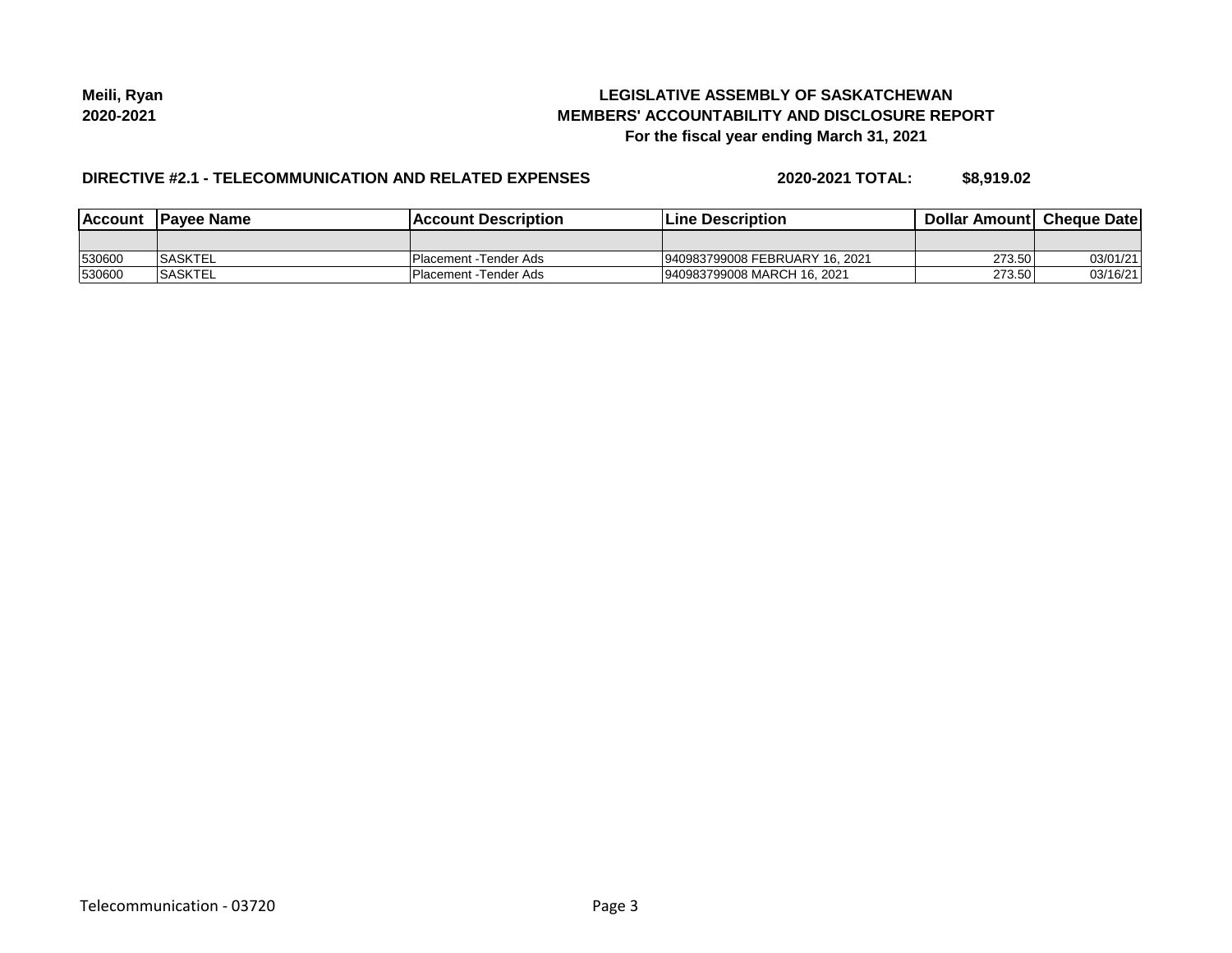**Meili, Ryan**
**2020-2021**

**LEGISLATIVE ASSEMBLY OF SASKATCHEWAN**
**MEMBERS' ACCOUNTABILITY AND DISCLOSURE REPORT**
**For the fiscal year ending March 31, 2021**

**DIRECTIVE #2.1 - TELECOMMUNICATION AND RELATED EXPENSES** **2020-2021 TOTAL: $8,919.02**

| Account | Payee Name | Account Description | Line Description | Dollar Amount | Cheque Date |
|---|---|---|---|---|---|
| | | | | | |
| 530600 | SASKTEL | Placement -Tender Ads | 940983799008 FEBRUARY 16, 2021 | 273.50 | 03/01/21 |
| 530600 | SASKTEL | Placement -Tender Ads | 940983799008 MARCH 16, 2021 | 273.50 | 03/16/21 |

Telecommunication - 03720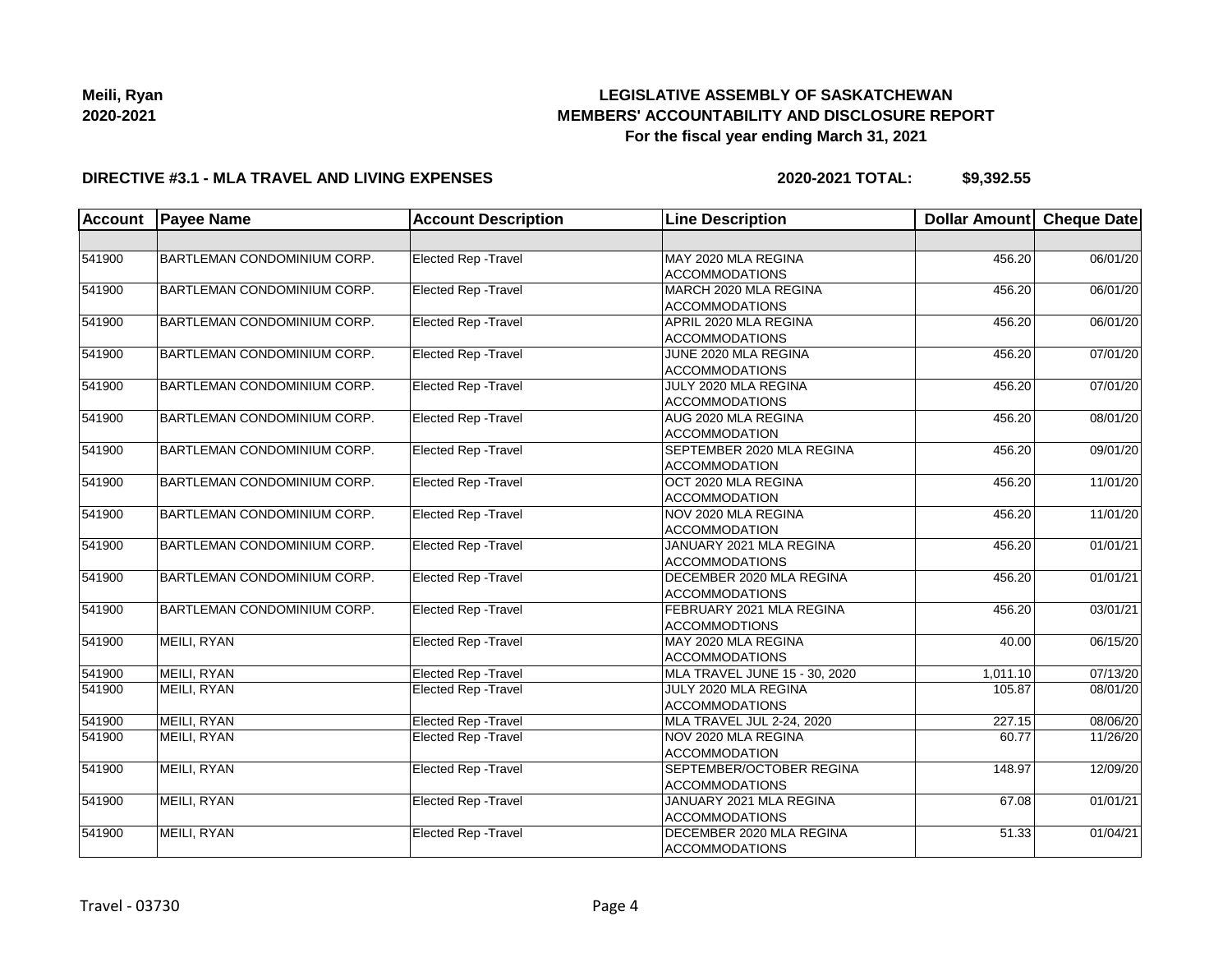Meili, Ryan
2020-2021

# LEGISLATIVE ASSEMBLY OF SASKATCHEWAN
## MEMBERS' ACCOUNTABILITY AND DISCLOSURE REPORT
### For the fiscal year ending March 31, 2021

**DIRECTIVE #3.1 - MLA TRAVEL AND LIVING EXPENSES** **2020-2021 TOTAL: $9,392.55**

| Account | Payee Name | Account Description | Line Description | Dollar Amount | Cheque Date |
|---|---|---|---|---|---|
| | | | | | |
| 541900 | BARTLEMAN CONDOMINIUM CORP. | Elected Rep -Travel | MAY 2020 MLA REGINA ACCOMMODATIONS | 456.20 | 06/01/20 |
| 541900 | BARTLEMAN CONDOMINIUM CORP. | Elected Rep -Travel | MARCH 2020 MLA REGINA ACCOMMODATIONS | 456.20 | 06/01/20 |
| 541900 | BARTLEMAN CONDOMINIUM CORP. | Elected Rep -Travel | APRIL 2020 MLA REGINA ACCOMMODATIONS | 456.20 | 06/01/20 |
| 541900 | BARTLEMAN CONDOMINIUM CORP. | Elected Rep -Travel | JUNE 2020 MLA REGINA ACCOMMODATIONS | 456.20 | 07/01/20 |
| 541900 | BARTLEMAN CONDOMINIUM CORP. | Elected Rep -Travel | JULY 2020 MLA REGINA ACCOMMODATIONS | 456.20 | 07/01/20 |
| 541900 | BARTLEMAN CONDOMINIUM CORP. | Elected Rep -Travel | AUG 2020 MLA REGINA ACCOMMODATION | 456.20 | 08/01/20 |
| 541900 | BARTLEMAN CONDOMINIUM CORP. | Elected Rep -Travel | SEPTEMBER 2020 MLA REGINA ACCOMMODATION | 456.20 | 09/01/20 |
| 541900 | BARTLEMAN CONDOMINIUM CORP. | Elected Rep -Travel | OCT 2020 MLA REGINA ACCOMMODATION | 456.20 | 11/01/20 |
| 541900 | BARTLEMAN CONDOMINIUM CORP. | Elected Rep -Travel | NOV 2020 MLA REGINA ACCOMMODATION | 456.20 | 11/01/20 |
| 541900 | BARTLEMAN CONDOMINIUM CORP. | Elected Rep -Travel | JANUARY 2021 MLA REGINA ACCOMMODATIONS | 456.20 | 01/01/21 |
| 541900 | BARTLEMAN CONDOMINIUM CORP. | Elected Rep -Travel | DECEMBER 2020 MLA REGINA ACCOMMODATIONS | 456.20 | 01/01/21 |
| 541900 | BARTLEMAN CONDOMINIUM CORP. | Elected Rep -Travel | FEBRUARY 2021 MLA REGINA ACCOMMODTIONS | 456.20 | 03/01/21 |
| 541900 | MEILI, RYAN | Elected Rep -Travel | MAY 2020 MLA REGINA ACCOMMODATIONS | 40.00 | 06/15/20 |
| 541900 | MEILI, RYAN | Elected Rep -Travel | MLA TRAVEL JUNE 15 - 30, 2020 | 1,011.10 | 07/13/20 |
| 541900 | MEILI, RYAN | Elected Rep -Travel | JULY 2020 MLA REGINA ACCOMMODATIONS | 105.87 | 08/01/20 |
| 541900 | MEILI, RYAN | Elected Rep -Travel | MLA TRAVEL JUL 2-24, 2020 | 227.15 | 08/06/20 |
| 541900 | MEILI, RYAN | Elected Rep -Travel | NOV 2020 MLA REGINA ACCOMMODATION | 60.77 | 11/26/20 |
| 541900 | MEILI, RYAN | Elected Rep -Travel | SEPTEMBER/OCTOBER REGINA ACCOMMODATIONS | 148.97 | 12/09/20 |
| 541900 | MEILI, RYAN | Elected Rep -Travel | JANUARY 2021 MLA REGINA ACCOMMODATIONS | 67.08 | 01/01/21 |
| 541900 | MEILI, RYAN | Elected Rep -Travel | DECEMBER 2020 MLA REGINA ACCOMMODATIONS | 51.33 | 01/04/21 |

Travel - 03730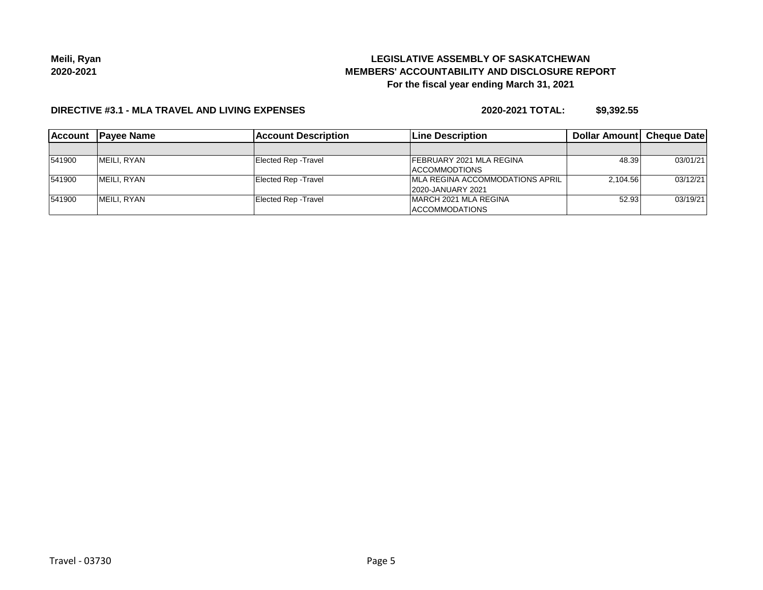**Meili, Ryan**
**2020-2021**

**LEGISLATIVE ASSEMBLY OF SASKATCHEWAN**
**MEMBERS' ACCOUNTABILITY AND DISCLOSURE REPORT**
**For the fiscal year ending March 31, 2021**

**DIRECTIVE #3.1 - MLA TRAVEL AND LIVING EXPENSES** **2020-2021 TOTAL: $9,392.55**

| Account | Payee Name | Account Description | Line Description | Dollar Amount | Cheque Date |
|---|---|---|---|---|---|
| | | | | | |
| 541900 | MEILI, RYAN | Elected Rep -Travel | FEBRUARY 2021 MLA REGINA ACCOMMODTIONS | 48.39 | 03/01/21 |
| 541900 | MEILI, RYAN | Elected Rep -Travel | MLA REGINA ACCOMMODATIONS APRIL 2020-JANUARY 2021 | 2,104.56 | 03/12/21 |
| 541900 | MEILI, RYAN | Elected Rep -Travel | MARCH 2021 MLA REGINA ACCOMMODATIONS | 52.93 | 03/19/21 |

Travel - 03730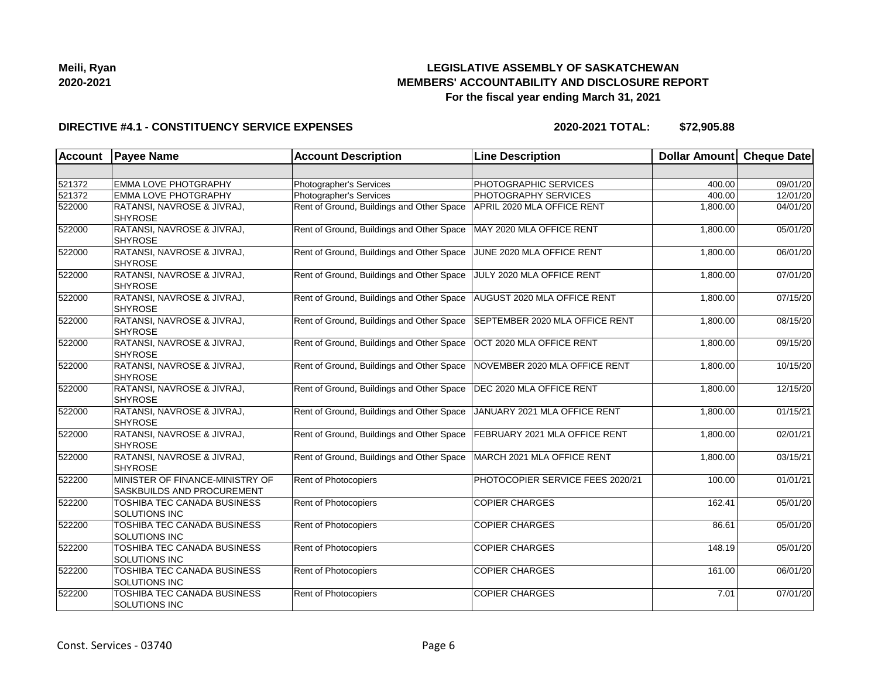Meili, Ryan
2020-2021

## LEGISLATIVE ASSEMBLY OF SASKATCHEWAN
## MEMBERS' ACCOUNTABILITY AND DISCLOSURE REPORT
### For the fiscal year ending March 31, 2021

**DIRECTIVE #4.1 - CONSTITUENCY SERVICE EXPENSES** **2020-2021 TOTAL: $72,905.88**

| Account | Payee Name | Account Description | Line Description | Dollar Amount | Cheque Date |
|---|---|---|---|---|---|
| | | | | | |
| 521372 | EMMA LOVE PHOTGRAPHY | Photographer's Services | PHOTOGRAPHIC SERVICES | 400.00 | 09/01/20 |
| 521372 | EMMA LOVE PHOTGRAPHY | Photographer's Services | PHOTOGRAPHY SERVICES | 400.00 | 12/01/20 |
| 522000 | RATANSI, NAVROSE & JIVRAJ, SHYROSE | Rent of Ground, Buildings and Other Space | APRIL 2020 MLA OFFICE RENT | 1,800.00 | 04/01/20 |
| 522000 | RATANSI, NAVROSE & JIVRAJ, SHYROSE | Rent of Ground, Buildings and Other Space | MAY 2020 MLA OFFICE RENT | 1,800.00 | 05/01/20 |
| 522000 | RATANSI, NAVROSE & JIVRAJ, SHYROSE | Rent of Ground, Buildings and Other Space | JUNE 2020 MLA OFFICE RENT | 1,800.00 | 06/01/20 |
| 522000 | RATANSI, NAVROSE & JIVRAJ, SHYROSE | Rent of Ground, Buildings and Other Space | JULY 2020 MLA OFFICE RENT | 1,800.00 | 07/01/20 |
| 522000 | RATANSI, NAVROSE & JIVRAJ, SHYROSE | Rent of Ground, Buildings and Other Space | AUGUST 2020 MLA OFFICE RENT | 1,800.00 | 07/15/20 |
| 522000 | RATANSI, NAVROSE & JIVRAJ, SHYROSE | Rent of Ground, Buildings and Other Space | SEPTEMBER 2020 MLA OFFICE RENT | 1,800.00 | 08/15/20 |
| 522000 | RATANSI, NAVROSE & JIVRAJ, SHYROSE | Rent of Ground, Buildings and Other Space | OCT 2020 MLA OFFICE RENT | 1,800.00 | 09/15/20 |
| 522000 | RATANSI, NAVROSE & JIVRAJ, SHYROSE | Rent of Ground, Buildings and Other Space | NOVEMBER 2020 MLA OFFICE RENT | 1,800.00 | 10/15/20 |
| 522000 | RATANSI, NAVROSE & JIVRAJ, SHYROSE | Rent of Ground, Buildings and Other Space | DEC 2020 MLA OFFICE RENT | 1,800.00 | 12/15/20 |
| 522000 | RATANSI, NAVROSE & JIVRAJ, SHYROSE | Rent of Ground, Buildings and Other Space | JANUARY 2021 MLA OFFICE RENT | 1,800.00 | 01/15/21 |
| 522000 | RATANSI, NAVROSE & JIVRAJ, SHYROSE | Rent of Ground, Buildings and Other Space | FEBRUARY 2021 MLA OFFICE RENT | 1,800.00 | 02/01/21 |
| 522000 | RATANSI, NAVROSE & JIVRAJ, SHYROSE | Rent of Ground, Buildings and Other Space | MARCH 2021 MLA OFFICE RENT | 1,800.00 | 03/15/21 |
| 522200 | MINISTER OF FINANCE-MINISTRY OF SASKBUILDS AND PROCUREMENT | Rent of Photocopiers | PHOTOCOPIER SERVICE FEES 2020/21 | 100.00 | 01/01/21 |
| 522200 | TOSHIBA TEC CANADA BUSINESS SOLUTIONS INC | Rent of Photocopiers | COPIER CHARGES | 162.41 | 05/01/20 |
| 522200 | TOSHIBA TEC CANADA BUSINESS SOLUTIONS INC | Rent of Photocopiers | COPIER CHARGES | 86.61 | 05/01/20 |
| 522200 | TOSHIBA TEC CANADA BUSINESS SOLUTIONS INC | Rent of Photocopiers | COPIER CHARGES | 148.19 | 05/01/20 |
| 522200 | TOSHIBA TEC CANADA BUSINESS SOLUTIONS INC | Rent of Photocopiers | COPIER CHARGES | 161.00 | 06/01/20 |
| 522200 | TOSHIBA TEC CANADA BUSINESS SOLUTIONS INC | Rent of Photocopiers | COPIER CHARGES | 7.01 | 07/01/20 |

Const. Services - 03740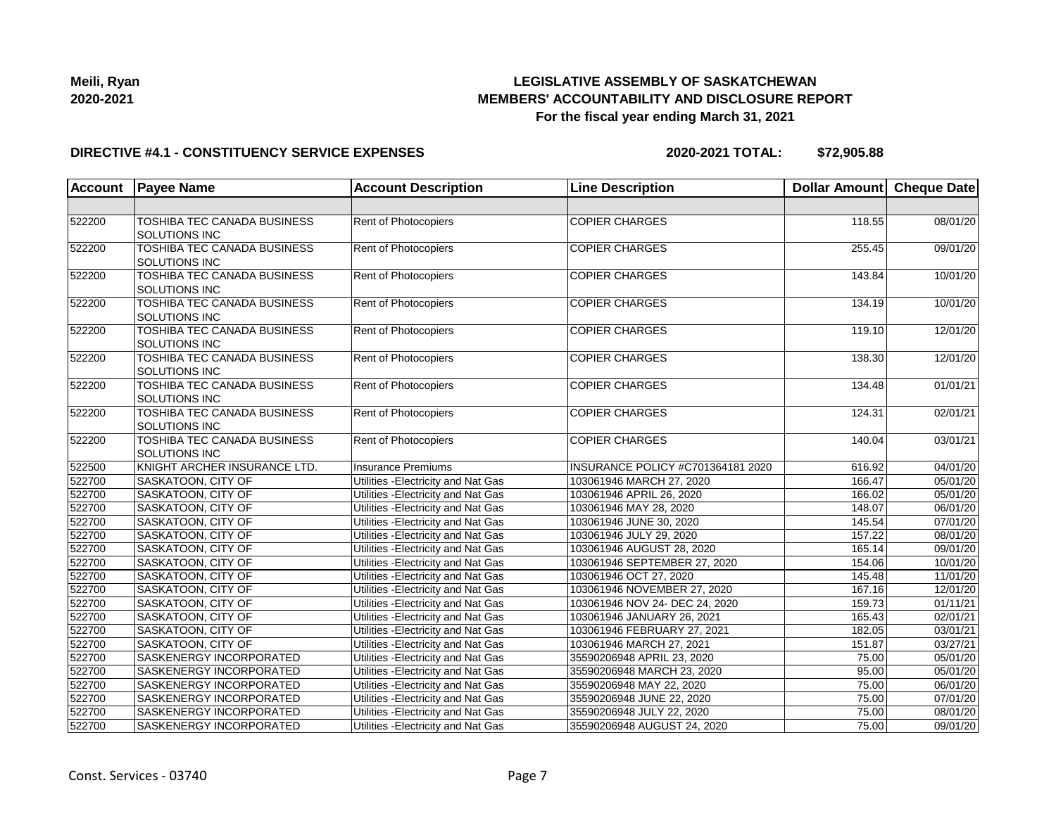**Meili, Ryan**
**2020-2021**

**LEGISLATIVE ASSEMBLY OF SASKATCHEWAN**
**MEMBERS' ACCOUNTABILITY AND DISCLOSURE REPORT**
**For the fiscal year ending March 31, 2021**

**DIRECTIVE #4.1 - CONSTITUENCY SERVICE EXPENSES** **2020-2021 TOTAL: $72,905.88**

| Account | Payee Name | Account Description | Line Description | Dollar Amount | Cheque Date |
|---|---|---|---|---|---|
| | | | | | |
| 522200 | TOSHIBA TEC CANADA BUSINESS SOLUTIONS INC | Rent of Photocopiers | COPIER CHARGES | 118.55 | 08/01/20 |
| 522200 | TOSHIBA TEC CANADA BUSINESS SOLUTIONS INC | Rent of Photocopiers | COPIER CHARGES | 255.45 | 09/01/20 |
| 522200 | TOSHIBA TEC CANADA BUSINESS SOLUTIONS INC | Rent of Photocopiers | COPIER CHARGES | 143.84 | 10/01/20 |
| 522200 | TOSHIBA TEC CANADA BUSINESS SOLUTIONS INC | Rent of Photocopiers | COPIER CHARGES | 134.19 | 10/01/20 |
| 522200 | TOSHIBA TEC CANADA BUSINESS SOLUTIONS INC | Rent of Photocopiers | COPIER CHARGES | 119.10 | 12/01/20 |
| 522200 | TOSHIBA TEC CANADA BUSINESS SOLUTIONS INC | Rent of Photocopiers | COPIER CHARGES | 138.30 | 12/01/20 |
| 522200 | TOSHIBA TEC CANADA BUSINESS SOLUTIONS INC | Rent of Photocopiers | COPIER CHARGES | 134.48 | 01/01/21 |
| 522200 | TOSHIBA TEC CANADA BUSINESS SOLUTIONS INC | Rent of Photocopiers | COPIER CHARGES | 124.31 | 02/01/21 |
| 522200 | TOSHIBA TEC CANADA BUSINESS SOLUTIONS INC | Rent of Photocopiers | COPIER CHARGES | 140.04 | 03/01/21 |
| 522500 | KNIGHT ARCHER INSURANCE LTD. | Insurance Premiums | INSURANCE POLICY #C701364181 2020 | 616.92 | 04/01/20 |
| 522700 | SASKATOON, CITY OF | Utilities -Electricity and Nat Gas | 103061946 MARCH 27, 2020 | 166.47 | 05/01/20 |
| 522700 | SASKATOON, CITY OF | Utilities -Electricity and Nat Gas | 103061946 APRIL 26, 2020 | 166.02 | 05/01/20 |
| 522700 | SASKATOON, CITY OF | Utilities -Electricity and Nat Gas | 103061946 MAY 28, 2020 | 148.07 | 06/01/20 |
| 522700 | SASKATOON, CITY OF | Utilities -Electricity and Nat Gas | 103061946 JUNE 30, 2020 | 145.54 | 07/01/20 |
| 522700 | SASKATOON, CITY OF | Utilities -Electricity and Nat Gas | 103061946 JULY 29, 2020 | 157.22 | 08/01/20 |
| 522700 | SASKATOON, CITY OF | Utilities -Electricity and Nat Gas | 103061946 AUGUST 28, 2020 | 165.14 | 09/01/20 |
| 522700 | SASKATOON, CITY OF | Utilities -Electricity and Nat Gas | 103061946 SEPTEMBER 27, 2020 | 154.06 | 10/01/20 |
| 522700 | SASKATOON, CITY OF | Utilities -Electricity and Nat Gas | 103061946 OCT 27, 2020 | 145.48 | 11/01/20 |
| 522700 | SASKATOON, CITY OF | Utilities -Electricity and Nat Gas | 103061946 NOVEMBER 27, 2020 | 167.16 | 12/01/20 |
| 522700 | SASKATOON, CITY OF | Utilities -Electricity and Nat Gas | 103061946 NOV 24- DEC 24, 2020 | 159.73 | 01/11/21 |
| 522700 | SASKATOON, CITY OF | Utilities -Electricity and Nat Gas | 103061946 JANUARY 26, 2021 | 165.43 | 02/01/21 |
| 522700 | SASKATOON, CITY OF | Utilities -Electricity and Nat Gas | 103061946 FEBRUARY 27, 2021 | 182.05 | 03/01/21 |
| 522700 | SASKATOON, CITY OF | Utilities -Electricity and Nat Gas | 103061946 MARCH 27, 2021 | 151.87 | 03/27/21 |
| 522700 | SASKENERGY INCORPORATED | Utilities -Electricity and Nat Gas | 35590206948 APRIL 23, 2020 | 75.00 | 05/01/20 |
| 522700 | SASKENERGY INCORPORATED | Utilities -Electricity and Nat Gas | 35590206948 MARCH 23, 2020 | 95.00 | 05/01/20 |
| 522700 | SASKENERGY INCORPORATED | Utilities -Electricity and Nat Gas | 35590206948 MAY 22, 2020 | 75.00 | 06/01/20 |
| 522700 | SASKENERGY INCORPORATED | Utilities -Electricity and Nat Gas | 35590206948 JUNE 22, 2020 | 75.00 | 07/01/20 |
| 522700 | SASKENERGY INCORPORATED | Utilities -Electricity and Nat Gas | 35590206948 JULY 22, 2020 | 75.00 | 08/01/20 |
| 522700 | SASKENERGY INCORPORATED | Utilities -Electricity and Nat Gas | 35590206948 AUGUST 24, 2020 | 75.00 | 09/01/20 |

Const. Services - 03740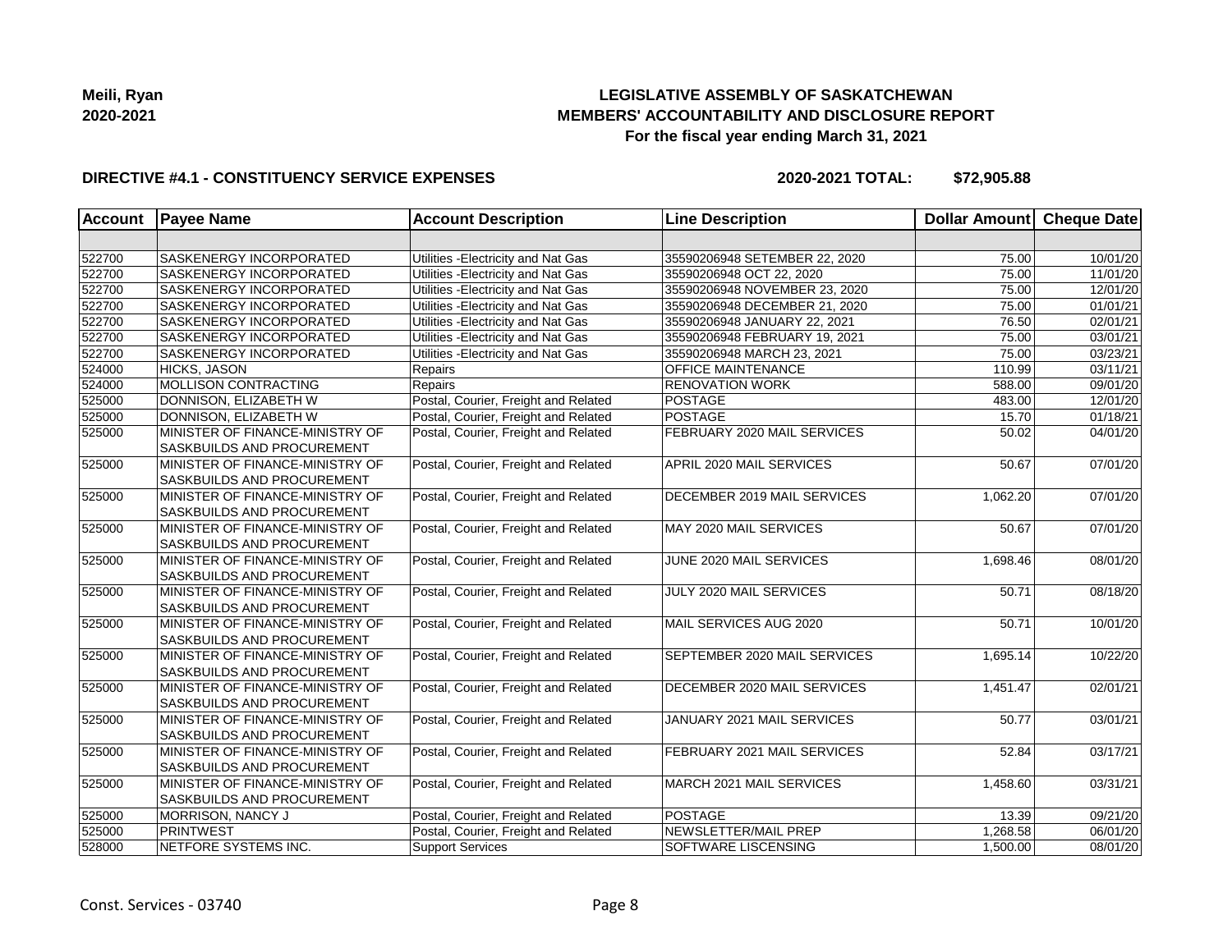**Meili, Ryan**
**2020-2021**

# LEGISLATIVE ASSEMBLY OF SASKATCHEWAN
## MEMBERS' ACCOUNTABILITY AND DISCLOSURE REPORT
### For the fiscal year ending March 31, 2021

**DIRECTIVE #4.1 - CONSTITUENCY SERVICE EXPENSES** **2020-2021 TOTAL: $72,905.88**

| Account | Payee Name | Account Description | Line Description | Dollar Amount | Cheque Date |
|---|---|---|---|---|---|
| | | | | | |
| 522700 | SASKENERGY INCORPORATED | Utilities -Electricity and Nat Gas | 35590206948 SETEMBER 22, 2020 | 75.00 | 10/01/20 |
| 522700 | SASKENERGY INCORPORATED | Utilities -Electricity and Nat Gas | 35590206948 OCT 22, 2020 | 75.00 | 11/01/20 |
| 522700 | SASKENERGY INCORPORATED | Utilities -Electricity and Nat Gas | 35590206948 NOVEMBER 23, 2020 | 75.00 | 12/01/20 |
| 522700 | SASKENERGY INCORPORATED | Utilities -Electricity and Nat Gas | 35590206948 DECEMBER 21, 2020 | 75.00 | 01/01/21 |
| 522700 | SASKENERGY INCORPORATED | Utilities -Electricity and Nat Gas | 35590206948 JANUARY 22, 2021 | 76.50 | 02/01/21 |
| 522700 | SASKENERGY INCORPORATED | Utilities -Electricity and Nat Gas | 35590206948 FEBRUARY 19, 2021 | 75.00 | 03/01/21 |
| 522700 | SASKENERGY INCORPORATED | Utilities -Electricity and Nat Gas | 35590206948 MARCH 23, 2021 | 75.00 | 03/23/21 |
| 524000 | HICKS, JASON | Repairs | OFFICE MAINTENANCE | 110.99 | 03/11/21 |
| 524000 | MOLLISON CONTRACTING | Repairs | RENOVATION WORK | 588.00 | 09/01/20 |
| 525000 | DONNISON, ELIZABETH W | Postal, Courier, Freight and Related | POSTAGE | 483.00 | 12/01/20 |
| 525000 | DONNISON, ELIZABETH W | Postal, Courier, Freight and Related | POSTAGE | 15.70 | 01/18/21 |
| 525000 | MINISTER OF FINANCE-MINISTRY OF SASKBUILDS AND PROCUREMENT | Postal, Courier, Freight and Related | FEBRUARY 2020 MAIL SERVICES | 50.02 | 04/01/20 |
| 525000 | MINISTER OF FINANCE-MINISTRY OF SASKBUILDS AND PROCUREMENT | Postal, Courier, Freight and Related | APRIL 2020 MAIL SERVICES | 50.67 | 07/01/20 |
| 525000 | MINISTER OF FINANCE-MINISTRY OF SASKBUILDS AND PROCUREMENT | Postal, Courier, Freight and Related | DECEMBER 2019 MAIL SERVICES | 1,062.20 | 07/01/20 |
| 525000 | MINISTER OF FINANCE-MINISTRY OF SASKBUILDS AND PROCUREMENT | Postal, Courier, Freight and Related | MAY 2020 MAIL SERVICES | 50.67 | 07/01/20 |
| 525000 | MINISTER OF FINANCE-MINISTRY OF SASKBUILDS AND PROCUREMENT | Postal, Courier, Freight and Related | JUNE 2020 MAIL SERVICES | 1,698.46 | 08/01/20 |
| 525000 | MINISTER OF FINANCE-MINISTRY OF SASKBUILDS AND PROCUREMENT | Postal, Courier, Freight and Related | JULY 2020 MAIL SERVICES | 50.71 | 08/18/20 |
| 525000 | MINISTER OF FINANCE-MINISTRY OF SASKBUILDS AND PROCUREMENT | Postal, Courier, Freight and Related | MAIL SERVICES AUG 2020 | 50.71 | 10/01/20 |
| 525000 | MINISTER OF FINANCE-MINISTRY OF SASKBUILDS AND PROCUREMENT | Postal, Courier, Freight and Related | SEPTEMBER 2020 MAIL SERVICES | 1,695.14 | 10/22/20 |
| 525000 | MINISTER OF FINANCE-MINISTRY OF SASKBUILDS AND PROCUREMENT | Postal, Courier, Freight and Related | DECEMBER 2020 MAIL SERVICES | 1,451.47 | 02/01/21 |
| 525000 | MINISTER OF FINANCE-MINISTRY OF SASKBUILDS AND PROCUREMENT | Postal, Courier, Freight and Related | JANUARY 2021 MAIL SERVICES | 50.77 | 03/01/21 |
| 525000 | MINISTER OF FINANCE-MINISTRY OF SASKBUILDS AND PROCUREMENT | Postal, Courier, Freight and Related | FEBRUARY 2021 MAIL SERVICES | 52.84 | 03/17/21 |
| 525000 | MINISTER OF FINANCE-MINISTRY OF SASKBUILDS AND PROCUREMENT | Postal, Courier, Freight and Related | MARCH 2021 MAIL SERVICES | 1,458.60 | 03/31/21 |
| 525000 | MORRISON, NANCY J | Postal, Courier, Freight and Related | POSTAGE | 13.39 | 09/21/20 |
| 525000 | PRINTWEST | Postal, Courier, Freight and Related | NEWSLETTER/MAIL PREP | 1,268.58 | 06/01/20 |
| 528000 | NETFORE SYSTEMS INC. | Support Services | SOFTWARE LISCENSING | 1,500.00 | 08/01/20 |

Const. Services - 03740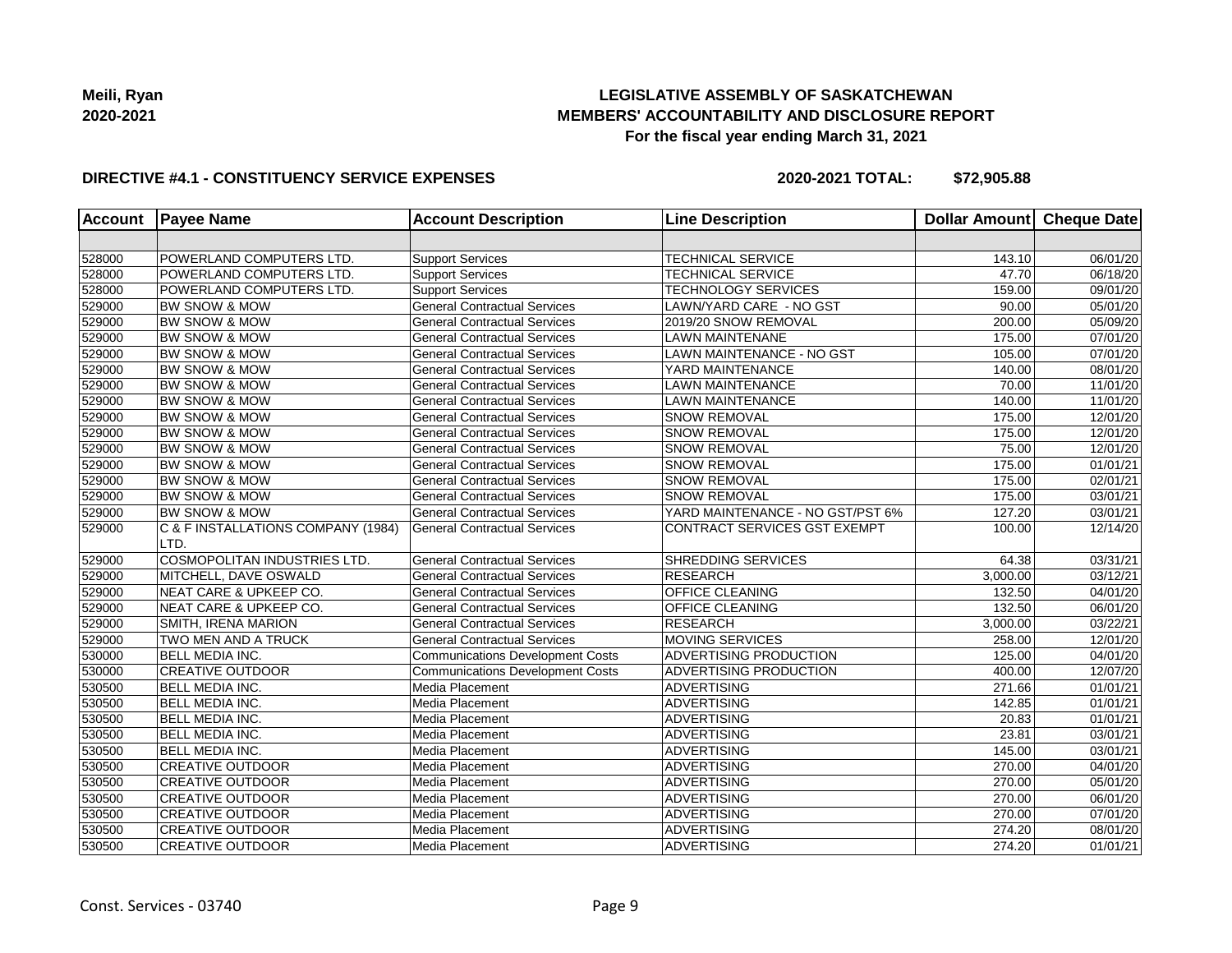**Meili, Ryan**
**2020-2021**

## LEGISLATIVE ASSEMBLY OF SASKATCHEWAN
## MEMBERS' ACCOUNTABILITY AND DISCLOSURE REPORT
### For the fiscal year ending March 31, 2021

**DIRECTIVE #4.1 - CONSTITUENCY SERVICE EXPENSES** **2020-2021 TOTAL: $72,905.88**

| Account | Payee Name | Account Description | Line Description | Dollar Amount | Cheque Date |
|---|---|---|---|---|---|
| | | | | | |
| 528000 | POWERLAND COMPUTERS LTD. | Support Services | TECHNICAL SERVICE | 143.10 | 06/01/20 |
| 528000 | POWERLAND COMPUTERS LTD. | Support Services | TECHNICAL SERVICE | 47.70 | 06/18/20 |
| 528000 | POWERLAND COMPUTERS LTD. | Support Services | TECHNOLOGY SERVICES | 159.00 | 09/01/20 |
| 529000 | BW SNOW & MOW | General Contractual Services | LAWN/YARD CARE - NO GST | 90.00 | 05/01/20 |
| 529000 | BW SNOW & MOW | General Contractual Services | 2019/20 SNOW REMOVAL | 200.00 | 05/09/20 |
| 529000 | BW SNOW & MOW | General Contractual Services | LAWN MAINTENANE | 175.00 | 07/01/20 |
| 529000 | BW SNOW & MOW | General Contractual Services | LAWN MAINTENANCE - NO GST | 105.00 | 07/01/20 |
| 529000 | BW SNOW & MOW | General Contractual Services | YARD MAINTENANCE | 140.00 | 08/01/20 |
| 529000 | BW SNOW & MOW | General Contractual Services | LAWN MAINTENANCE | 70.00 | 11/01/20 |
| 529000 | BW SNOW & MOW | General Contractual Services | LAWN MAINTENANCE | 140.00 | 11/01/20 |
| 529000 | BW SNOW & MOW | General Contractual Services | SNOW REMOVAL | 175.00 | 12/01/20 |
| 529000 | BW SNOW & MOW | General Contractual Services | SNOW REMOVAL | 175.00 | 12/01/20 |
| 529000 | BW SNOW & MOW | General Contractual Services | SNOW REMOVAL | 75.00 | 12/01/20 |
| 529000 | BW SNOW & MOW | General Contractual Services | SNOW REMOVAL | 175.00 | 01/01/21 |
| 529000 | BW SNOW & MOW | General Contractual Services | SNOW REMOVAL | 175.00 | 02/01/21 |
| 529000 | BW SNOW & MOW | General Contractual Services | SNOW REMOVAL | 175.00 | 03/01/21 |
| 529000 | BW SNOW & MOW | General Contractual Services | YARD MAINTENANCE - NO GST/PST 6% | 127.20 | 03/01/21 |
| 529000 | C & F INSTALLATIONS COMPANY (1984) LTD. | General Contractual Services | CONTRACT SERVICES GST EXEMPT | 100.00 | 12/14/20 |
| 529000 | COSMOPOLITAN INDUSTRIES LTD. | General Contractual Services | SHREDDING SERVICES | 64.38 | 03/31/21 |
| 529000 | MITCHELL, DAVE OSWALD | General Contractual Services | RESEARCH | 3,000.00 | 03/12/21 |
| 529000 | NEAT CARE & UPKEEP CO. | General Contractual Services | OFFICE CLEANING | 132.50 | 04/01/20 |
| 529000 | NEAT CARE & UPKEEP CO. | General Contractual Services | OFFICE CLEANING | 132.50 | 06/01/20 |
| 529000 | SMITH, IRENA MARION | General Contractual Services | RESEARCH | 3,000.00 | 03/22/21 |
| 529000 | TWO MEN AND A TRUCK | General Contractual Services | MOVING SERVICES | 258.00 | 12/01/20 |
| 530000 | BELL MEDIA INC. | Communications Development Costs | ADVERTISING PRODUCTION | 125.00 | 04/01/20 |
| 530000 | CREATIVE OUTDOOR | Communications Development Costs | ADVERTISING PRODUCTION | 400.00 | 12/07/20 |
| 530500 | BELL MEDIA INC. | Media Placement | ADVERTISING | 271.66 | 01/01/21 |
| 530500 | BELL MEDIA INC. | Media Placement | ADVERTISING | 142.85 | 01/01/21 |
| 530500 | BELL MEDIA INC. | Media Placement | ADVERTISING | 20.83 | 01/01/21 |
| 530500 | BELL MEDIA INC. | Media Placement | ADVERTISING | 23.81 | 03/01/21 |
| 530500 | BELL MEDIA INC. | Media Placement | ADVERTISING | 145.00 | 03/01/21 |
| 530500 | CREATIVE OUTDOOR | Media Placement | ADVERTISING | 270.00 | 04/01/20 |
| 530500 | CREATIVE OUTDOOR | Media Placement | ADVERTISING | 270.00 | 05/01/20 |
| 530500 | CREATIVE OUTDOOR | Media Placement | ADVERTISING | 270.00 | 06/01/20 |
| 530500 | CREATIVE OUTDOOR | Media Placement | ADVERTISING | 270.00 | 07/01/20 |
| 530500 | CREATIVE OUTDOOR | Media Placement | ADVERTISING | 274.20 | 08/01/20 |
| 530500 | CREATIVE OUTDOOR | Media Placement | ADVERTISING | 274.20 | 01/01/21 |

Const. Services - 03740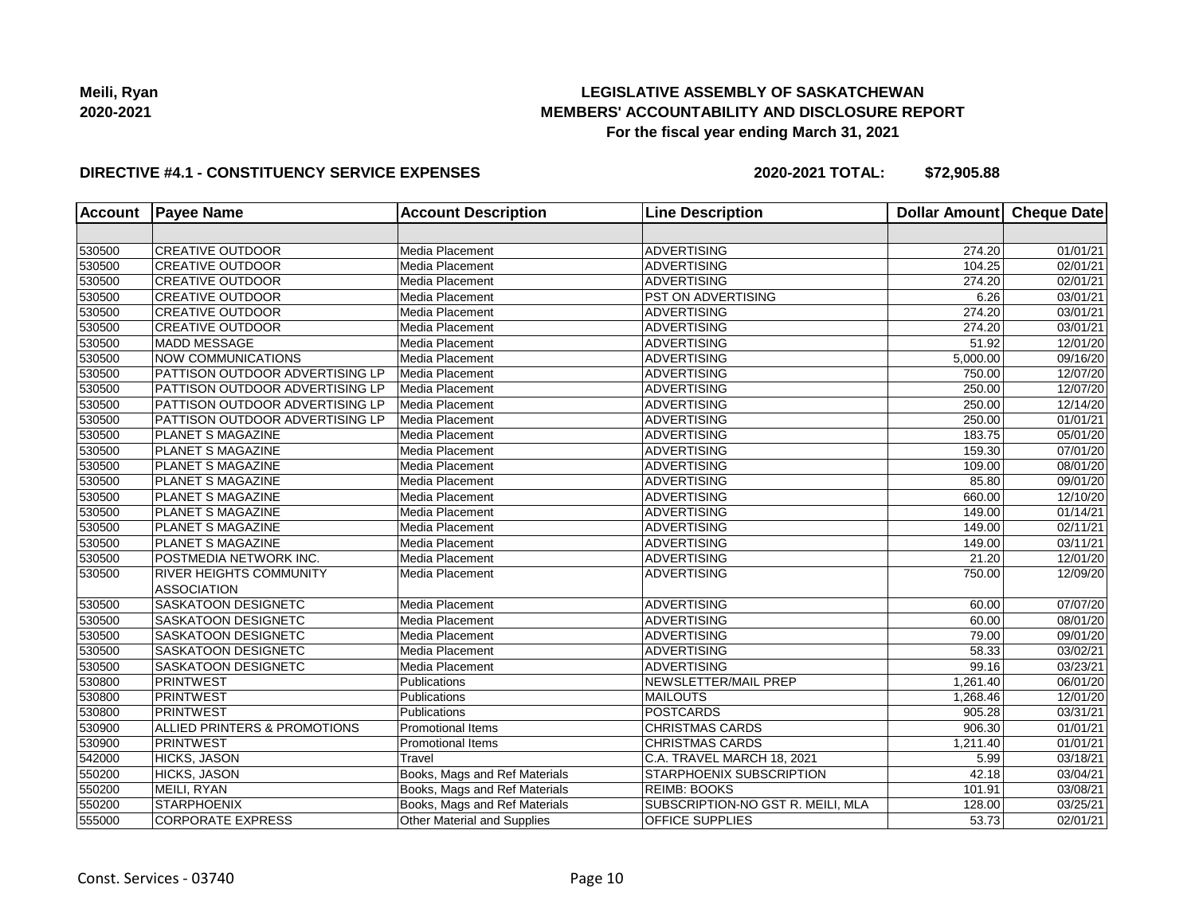Meili, Ryan
2020-2021

# LEGISLATIVE ASSEMBLY OF SASKATCHEWAN
# MEMBERS' ACCOUNTABILITY AND DISCLOSURE REPORT
## For the fiscal year ending March 31, 2021

### DIRECTIVE #4.1 - CONSTITUENCY SERVICE EXPENSES

**2020-2021 TOTAL: $72,905.88**

| Account | Payee Name | Account Description | Line Description | Dollar Amount | Cheque Date |
|---|---|---|---|---|---|
| | | | | | |
| 530500 | CREATIVE OUTDOOR | Media Placement | ADVERTISING | 274.20 | 01/01/21 |
| 530500 | CREATIVE OUTDOOR | Media Placement | ADVERTISING | 104.25 | 02/01/21 |
| 530500 | CREATIVE OUTDOOR | Media Placement | ADVERTISING | 274.20 | 02/01/21 |
| 530500 | CREATIVE OUTDOOR | Media Placement | PST ON ADVERTISING | 6.26 | 03/01/21 |
| 530500 | CREATIVE OUTDOOR | Media Placement | ADVERTISING | 274.20 | 03/01/21 |
| 530500 | CREATIVE OUTDOOR | Media Placement | ADVERTISING | 274.20 | 03/01/21 |
| 530500 | MADD MESSAGE | Media Placement | ADVERTISING | 51.92 | 12/01/20 |
| 530500 | NOW COMMUNICATIONS | Media Placement | ADVERTISING | 5,000.00 | 09/16/20 |
| 530500 | PATTISON OUTDOOR ADVERTISING LP | Media Placement | ADVERTISING | 750.00 | 12/07/20 |
| 530500 | PATTISON OUTDOOR ADVERTISING LP | Media Placement | ADVERTISING | 250.00 | 12/07/20 |
| 530500 | PATTISON OUTDOOR ADVERTISING LP | Media Placement | ADVERTISING | 250.00 | 12/14/20 |
| 530500 | PATTISON OUTDOOR ADVERTISING LP | Media Placement | ADVERTISING | 250.00 | 01/01/21 |
| 530500 | PLANET S MAGAZINE | Media Placement | ADVERTISING | 183.75 | 05/01/20 |
| 530500 | PLANET S MAGAZINE | Media Placement | ADVERTISING | 159.30 | 07/01/20 |
| 530500 | PLANET S MAGAZINE | Media Placement | ADVERTISING | 109.00 | 08/01/20 |
| 530500 | PLANET S MAGAZINE | Media Placement | ADVERTISING | 85.80 | 09/01/20 |
| 530500 | PLANET S MAGAZINE | Media Placement | ADVERTISING | 660.00 | 12/10/20 |
| 530500 | PLANET S MAGAZINE | Media Placement | ADVERTISING | 149.00 | 01/14/21 |
| 530500 | PLANET S MAGAZINE | Media Placement | ADVERTISING | 149.00 | 02/11/21 |
| 530500 | PLANET S MAGAZINE | Media Placement | ADVERTISING | 149.00 | 03/11/21 |
| 530500 | POSTMEDIA NETWORK INC. | Media Placement | ADVERTISING | 21.20 | 12/01/20 |
| 530500 | RIVER HEIGHTS COMMUNITY ASSOCIATION | Media Placement | ADVERTISING | 750.00 | 12/09/20 |
| 530500 | SASKATOON DESIGNETC | Media Placement | ADVERTISING | 60.00 | 07/07/20 |
| 530500 | SASKATOON DESIGNETC | Media Placement | ADVERTISING | 60.00 | 08/01/20 |
| 530500 | SASKATOON DESIGNETC | Media Placement | ADVERTISING | 79.00 | 09/01/20 |
| 530500 | SASKATOON DESIGNETC | Media Placement | ADVERTISING | 58.33 | 03/02/21 |
| 530500 | SASKATOON DESIGNETC | Media Placement | ADVERTISING | 99.16 | 03/23/21 |
| 530800 | PRINTWEST | Publications | NEWSLETTER/MAIL PREP | 1,261.40 | 06/01/20 |
| 530800 | PRINTWEST | Publications | MAILOUTS | 1,268.46 | 12/01/20 |
| 530800 | PRINTWEST | Publications | POSTCARDS | 905.28 | 03/31/21 |
| 530900 | ALLIED PRINTERS & PROMOTIONS | Promotional Items | CHRISTMAS CARDS | 906.30 | 01/01/21 |
| 530900 | PRINTWEST | Promotional Items | CHRISTMAS CARDS | 1,211.40 | 01/01/21 |
| 542000 | HICKS, JASON | Travel | C.A. TRAVEL MARCH 18, 2021 | 5.99 | 03/18/21 |
| 550200 | HICKS, JASON | Books, Mags and Ref Materials | STARPHOENIX SUBSCRIPTION | 42.18 | 03/04/21 |
| 550200 | MEILI, RYAN | Books, Mags and Ref Materials | REIMB: BOOKS | 101.91 | 03/08/21 |
| 550200 | STARPHOENIX | Books, Mags and Ref Materials | SUBSCRIPTION-NO GST R. MEILI, MLA | 128.00 | 03/25/21 |
| 555000 | CORPORATE EXPRESS | Other Material and Supplies | OFFICE SUPPLIES | 53.73 | 02/01/21 |

Const. Services - 03740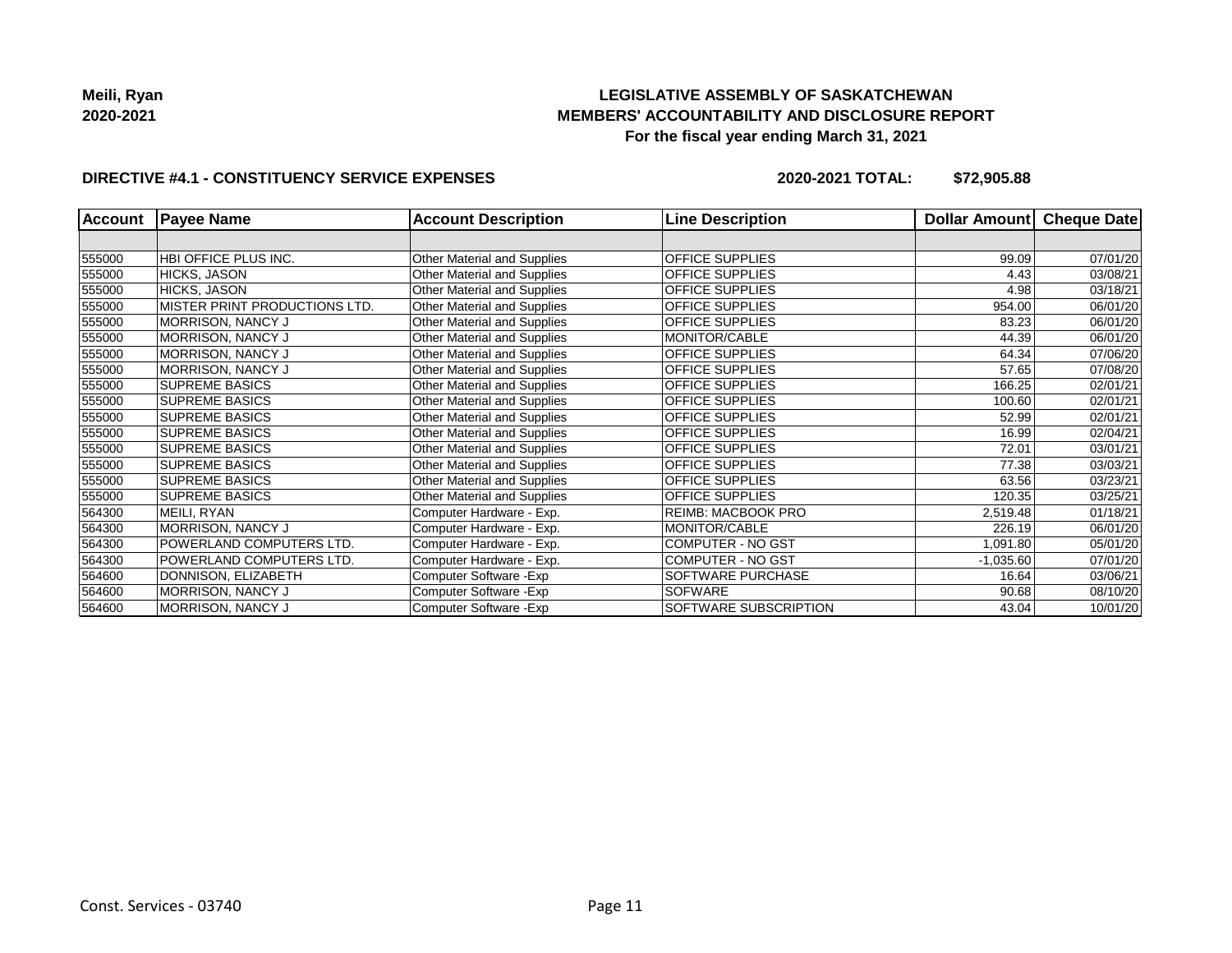Meili, Ryan
2020-2021

# LEGISLATIVE ASSEMBLY OF SASKATCHEWAN
## MEMBERS' ACCOUNTABILITY AND DISCLOSURE REPORT
### For the fiscal year ending March 31, 2021

**DIRECTIVE #4.1 - CONSTITUENCY SERVICE EXPENSES** **2020-2021 TOTAL: $72,905.88**

| Account | Payee Name | Account Description | Line Description | Dollar Amount | Cheque Date |
|---|---|---|---|---|---|
| | | | | | |
| 555000 | HBI OFFICE PLUS INC. | Other Material and Supplies | OFFICE SUPPLIES | 99.09 | 07/01/20 |
| 555000 | HICKS, JASON | Other Material and Supplies | OFFICE SUPPLIES | 4.43 | 03/08/21 |
| 555000 | HICKS, JASON | Other Material and Supplies | OFFICE SUPPLIES | 4.98 | 03/18/21 |
| 555000 | MISTER PRINT PRODUCTIONS LTD. | Other Material and Supplies | OFFICE SUPPLIES | 954.00 | 06/01/20 |
| 555000 | MORRISON, NANCY J | Other Material and Supplies | OFFICE SUPPLIES | 83.23 | 06/01/20 |
| 555000 | MORRISON, NANCY J | Other Material and Supplies | MONITOR/CABLE | 44.39 | 06/01/20 |
| 555000 | MORRISON, NANCY J | Other Material and Supplies | OFFICE SUPPLIES | 64.34 | 07/06/20 |
| 555000 | MORRISON, NANCY J | Other Material and Supplies | OFFICE SUPPLIES | 57.65 | 07/08/20 |
| 555000 | SUPREME BASICS | Other Material and Supplies | OFFICE SUPPLIES | 166.25 | 02/01/21 |
| 555000 | SUPREME BASICS | Other Material and Supplies | OFFICE SUPPLIES | 100.60 | 02/01/21 |
| 555000 | SUPREME BASICS | Other Material and Supplies | OFFICE SUPPLIES | 52.99 | 02/01/21 |
| 555000 | SUPREME BASICS | Other Material and Supplies | OFFICE SUPPLIES | 16.99 | 02/04/21 |
| 555000 | SUPREME BASICS | Other Material and Supplies | OFFICE SUPPLIES | 72.01 | 03/01/21 |
| 555000 | SUPREME BASICS | Other Material and Supplies | OFFICE SUPPLIES | 77.38 | 03/03/21 |
| 555000 | SUPREME BASICS | Other Material and Supplies | OFFICE SUPPLIES | 63.56 | 03/23/21 |
| 555000 | SUPREME BASICS | Other Material and Supplies | OFFICE SUPPLIES | 120.35 | 03/25/21 |
| 564300 | MEILI, RYAN | Computer Hardware - Exp. | REIMB: MACBOOK PRO | 2,519.48 | 01/18/21 |
| 564300 | MORRISON, NANCY J | Computer Hardware - Exp. | MONITOR/CABLE | 226.19 | 06/01/20 |
| 564300 | POWERLAND COMPUTERS LTD. | Computer Hardware - Exp. | COMPUTER - NO GST | 1,091.80 | 05/01/20 |
| 564300 | POWERLAND COMPUTERS LTD. | Computer Hardware - Exp. | COMPUTER - NO GST | -1,035.60 | 07/01/20 |
| 564600 | DONNISON, ELIZABETH | Computer Software -Exp | SOFTWARE PURCHASE | 16.64 | 03/06/21 |
| 564600 | MORRISON, NANCY J | Computer Software -Exp | SOFWARE | 90.68 | 08/10/20 |
| 564600 | MORRISON, NANCY J | Computer Software -Exp | SOFTWARE SUBSCRIPTION | 43.04 | 10/01/20 |

Const. Services - 03740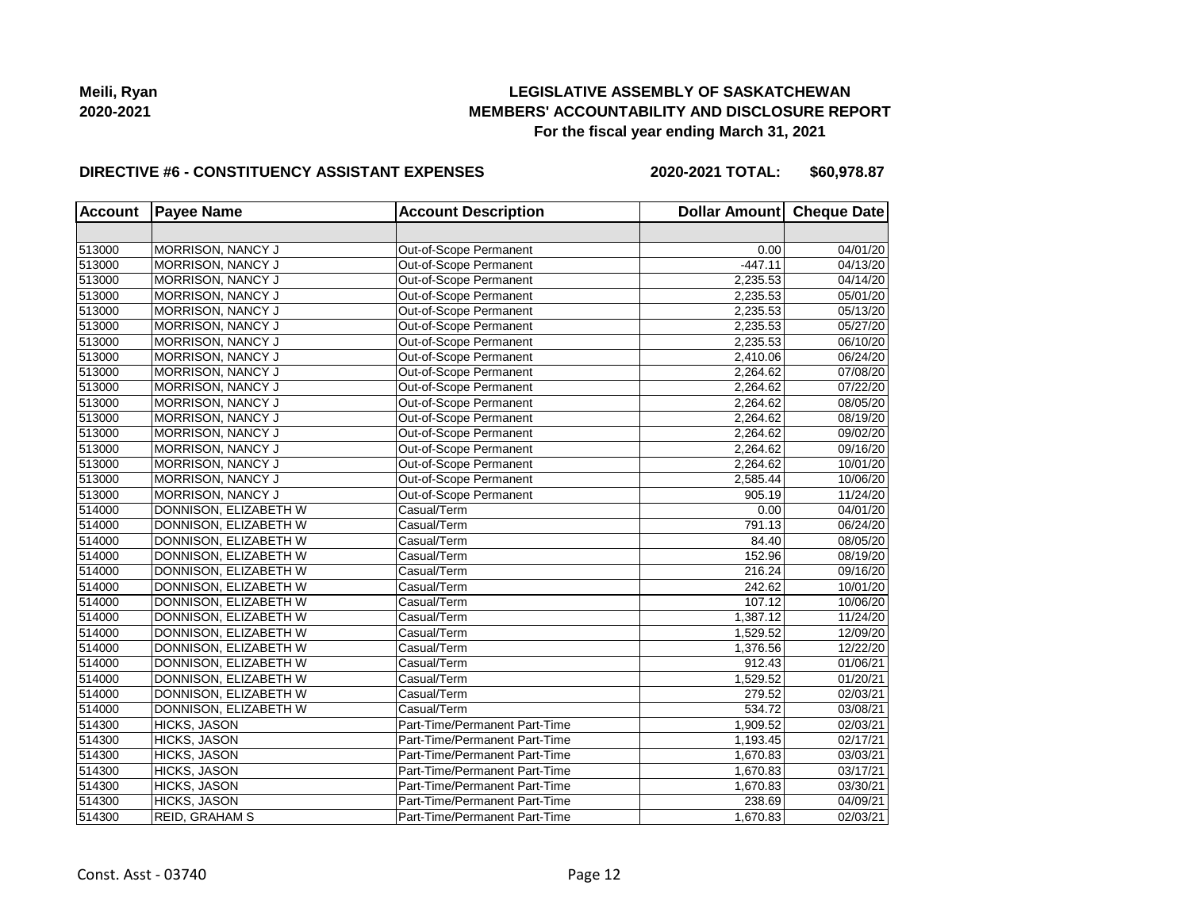**Meili, Ryan**
**2020-2021**

**LEGISLATIVE ASSEMBLY OF SASKATCHEWAN**
**MEMBERS' ACCOUNTABILITY AND DISCLOSURE REPORT**
**For the fiscal year ending March 31, 2021**

**DIRECTIVE #6 - CONSTITUENCY ASSISTANT EXPENSES** **2020-2021 TOTAL: $60,978.87**

| Account | Payee Name | Account Description | Dollar Amount | Cheque Date |
|---|---|---|---|---|
| | | | | |
| 513000 | MORRISON, NANCY J | Out-of-Scope Permanent | 0.00 | 04/01/20 |
| 513000 | MORRISON, NANCY J | Out-of-Scope Permanent | -447.11 | 04/13/20 |
| 513000 | MORRISON, NANCY J | Out-of-Scope Permanent | 2,235.53 | 04/14/20 |
| 513000 | MORRISON, NANCY J | Out-of-Scope Permanent | 2,235.53 | 05/01/20 |
| 513000 | MORRISON, NANCY J | Out-of-Scope Permanent | 2,235.53 | 05/13/20 |
| 513000 | MORRISON, NANCY J | Out-of-Scope Permanent | 2,235.53 | 05/27/20 |
| 513000 | MORRISON, NANCY J | Out-of-Scope Permanent | 2,235.53 | 06/10/20 |
| 513000 | MORRISON, NANCY J | Out-of-Scope Permanent | 2,410.06 | 06/24/20 |
| 513000 | MORRISON, NANCY J | Out-of-Scope Permanent | 2,264.62 | 07/08/20 |
| 513000 | MORRISON, NANCY J | Out-of-Scope Permanent | 2,264.62 | 07/22/20 |
| 513000 | MORRISON, NANCY J | Out-of-Scope Permanent | 2,264.62 | 08/05/20 |
| 513000 | MORRISON, NANCY J | Out-of-Scope Permanent | 2,264.62 | 08/19/20 |
| 513000 | MORRISON, NANCY J | Out-of-Scope Permanent | 2,264.62 | 09/02/20 |
| 513000 | MORRISON, NANCY J | Out-of-Scope Permanent | 2,264.62 | 09/16/20 |
| 513000 | MORRISON, NANCY J | Out-of-Scope Permanent | 2,264.62 | 10/01/20 |
| 513000 | MORRISON, NANCY J | Out-of-Scope Permanent | 2,585.44 | 10/06/20 |
| 513000 | MORRISON, NANCY J | Out-of-Scope Permanent | 905.19 | 11/24/20 |
| 514000 | DONNISON, ELIZABETH W | Casual/Term | 0.00 | 04/01/20 |
| 514000 | DONNISON, ELIZABETH W | Casual/Term | 791.13 | 06/24/20 |
| 514000 | DONNISON, ELIZABETH W | Casual/Term | 84.40 | 08/05/20 |
| 514000 | DONNISON, ELIZABETH W | Casual/Term | 152.96 | 08/19/20 |
| 514000 | DONNISON, ELIZABETH W | Casual/Term | 216.24 | 09/16/20 |
| 514000 | DONNISON, ELIZABETH W | Casual/Term | 242.62 | 10/01/20 |
| 514000 | DONNISON, ELIZABETH W | Casual/Term | 107.12 | 10/06/20 |
| 514000 | DONNISON, ELIZABETH W | Casual/Term | 1,387.12 | 11/24/20 |
| 514000 | DONNISON, ELIZABETH W | Casual/Term | 1,529.52 | 12/09/20 |
| 514000 | DONNISON, ELIZABETH W | Casual/Term | 1,376.56 | 12/22/20 |
| 514000 | DONNISON, ELIZABETH W | Casual/Term | 912.43 | 01/06/21 |
| 514000 | DONNISON, ELIZABETH W | Casual/Term | 1,529.52 | 01/20/21 |
| 514000 | DONNISON, ELIZABETH W | Casual/Term | 279.52 | 02/03/21 |
| 514000 | DONNISON, ELIZABETH W | Casual/Term | 534.72 | 03/08/21 |
| 514300 | HICKS, JASON | Part-Time/Permanent Part-Time | 1,909.52 | 02/03/21 |
| 514300 | HICKS, JASON | Part-Time/Permanent Part-Time | 1,193.45 | 02/17/21 |
| 514300 | HICKS, JASON | Part-Time/Permanent Part-Time | 1,670.83 | 03/03/21 |
| 514300 | HICKS, JASON | Part-Time/Permanent Part-Time | 1,670.83 | 03/17/21 |
| 514300 | HICKS, JASON | Part-Time/Permanent Part-Time | 1,670.83 | 03/30/21 |
| 514300 | HICKS, JASON | Part-Time/Permanent Part-Time | 238.69 | 04/09/21 |
| 514300 | REID, GRAHAM S | Part-Time/Permanent Part-Time | 1,670.83 | 02/03/21 |

Const. Asst - 03740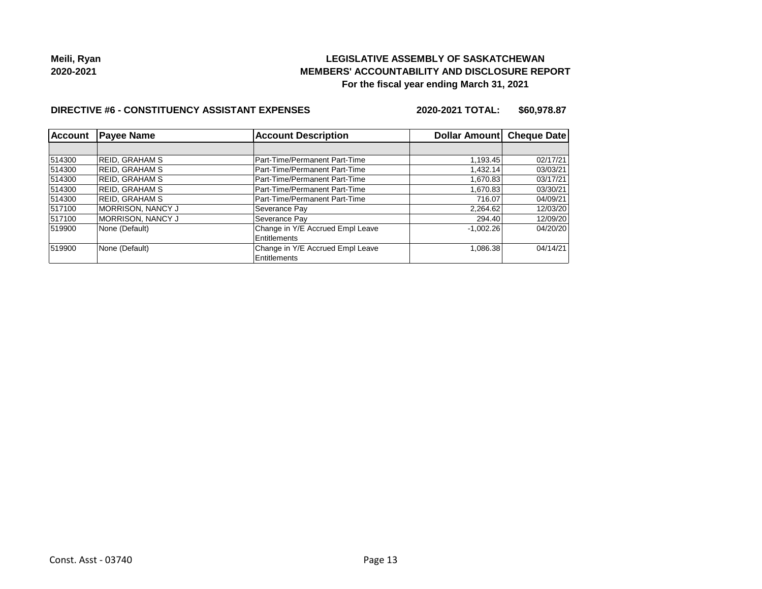**Meili, Ryan**
**2020-2021**

# LEGISLATIVE ASSEMBLY OF SASKATCHEWAN
## MEMBERS' ACCOUNTABILITY AND DISCLOSURE REPORT
### For the fiscal year ending March 31, 2021

**DIRECTIVE #6 - CONSTITUENCY ASSISTANT EXPENSES** **2020-2021 TOTAL: $60,978.87**

| Account | Payee Name | Account Description | Dollar Amount | Cheque Date |
|---|---|---|---|---|
| | | | | |
| 514300 | REID, GRAHAM S | Part-Time/Permanent Part-Time | 1,193.45 | 02/17/21 |
| 514300 | REID, GRAHAM S | Part-Time/Permanent Part-Time | 1,432.14 | 03/03/21 |
| 514300 | REID, GRAHAM S | Part-Time/Permanent Part-Time | 1,670.83 | 03/17/21 |
| 514300 | REID, GRAHAM S | Part-Time/Permanent Part-Time | 1,670.83 | 03/30/21 |
| 514300 | REID, GRAHAM S | Part-Time/Permanent Part-Time | 716.07 | 04/09/21 |
| 517100 | MORRISON, NANCY J | Severance Pay | 2,264.62 | 12/03/20 |
| 517100 | MORRISON, NANCY J | Severance Pay | 294.40 | 12/09/20 |
| 519900 | None (Default) | Change in Y/E Accrued Empl Leave Entitlements | -1,002.26 | 04/20/20 |
| 519900 | None (Default) | Change in Y/E Accrued Empl Leave Entitlements | 1,086.38 | 04/14/21 |

Const. Asst - 03740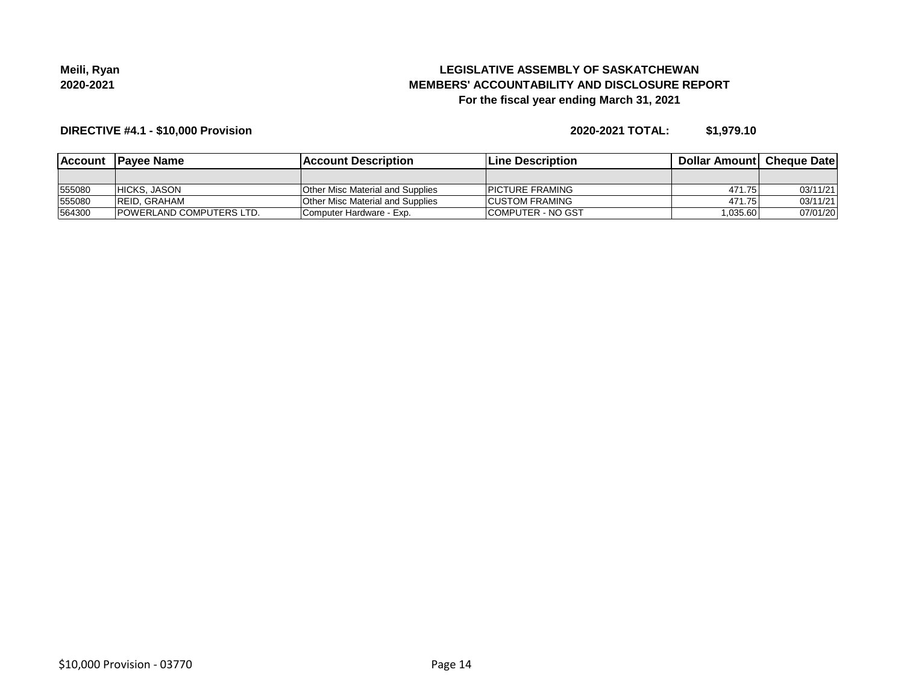**Meili, Ryan**
**2020-2021**

# LEGISLATIVE ASSEMBLY OF SASKATCHEWAN
## MEMBERS' ACCOUNTABILITY AND DISCLOSURE REPORT
### For the fiscal year ending March 31, 2021

**DIRECTIVE #4.1 - $10,000 Provision** **2020-2021 TOTAL: $1,979.10**

| Account | Payee Name | Account Description | Line Description | Dollar Amount | Cheque Date |
|---|---|---|---|---|---|
| | | | | | |
| 555080 | HICKS, JASON | Other Misc Material and Supplies | PICTURE FRAMING | 471.75 | 03/11/21 |
| 555080 | REID, GRAHAM | Other Misc Material and Supplies | CUSTOM FRAMING | 471.75 | 03/11/21 |
| 564300 | POWERLAND COMPUTERS LTD. | Computer Hardware - Exp. | COMPUTER - NO GST | 1,035.60 | 07/01/20 |

$10,000 Provision - 03770